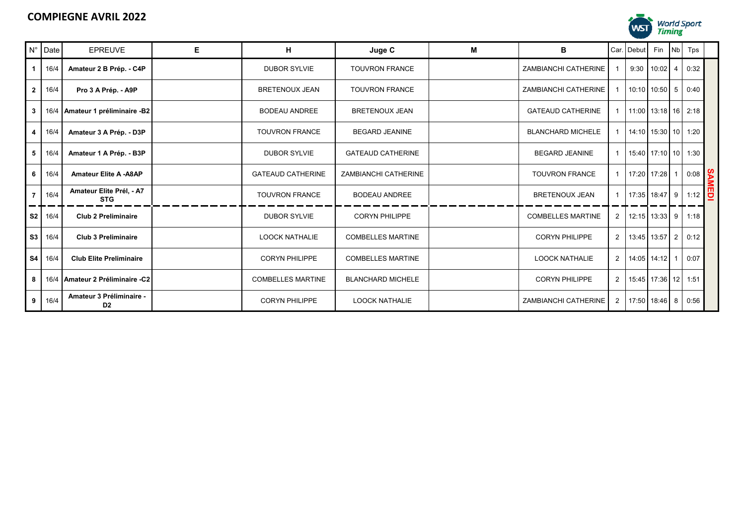# COMPIEGNE AVRIL 2022

| N° | Date | EPREUVE | E | H | Juge C | M | B | Car. | Debut | Fin | Nb | Tps | |
|---|---|---|---|---|---|---|---|---|---|---|---|---|---|
| **1** | 16/4 | **Amateur 2 B Prép. - C4P** | | DUBOR SYLVIE | TOUVRON FRANCE | | ZAMBIANCHI CATHERINE | 1 | 9:30 | 10:02 | 4 | 0:32 | **SAMEDI** |
| **2** | 16/4 | **Pro 3 A Prép. - A9P** | | BRETENOUX JEAN | TOUVRON FRANCE | | ZAMBIANCHI CATHERINE | 1 | 10:10 | 10:50 | 5 | 0:40 | |
| **3** | 16/4 | **Amateur 1 préliminaire -B2** | | BODEAU ANDREE | BRETENOUX JEAN | | GATEAUD CATHERINE | 1 | 11:00 | 13:18 | 16 | 2:18 | |
| **4** | 16/4 | **Amateur 3 A Prép. - D3P** | | TOUVRON FRANCE | BEGARD JEANINE | | BLANCHARD MICHELE | 1 | 14:10 | 15:30 | 10 | 1:20 | |
| **5** | 16/4 | **Amateur 1 A Prép. - B3P** | | DUBOR SYLVIE | GATEAUD CATHERINE | | BEGARD JEANINE | 1 | 15:40 | 17:10 | 10 | 1:30 | |
| **6** | 16/4 | **Amateur Elite A -A8AP** | | GATEAUD CATHERINE | ZAMBIANCHI CATHERINE | | TOUVRON FRANCE | 1 | 17:20 | 17:28 | 1 | 0:08 | |
| **7** | 16/4 | **Amateur Elite Prél, - A7 STG** | | TOUVRON FRANCE | BODEAU ANDREE | | BRETENOUX JEAN | 1 | 17:35 | 18:47 | 9 | 1:12 | |
| **S2** | 16/4 | **Club 2 Preliminaire** | | DUBOR SYLVIE | CORYN PHILIPPE | | COMBELLES MARTINE | 2 | 12:15 | 13:33 | 9 | 1:18 | |
| **S3** | 16/4 | **Club 3 Preliminaire** | | LOOCK NATHALIE | COMBELLES MARTINE | | CORYN PHILIPPE | 2 | 13:45 | 13:57 | 2 | 0:12 | |
| **S4** | 16/4 | **Club Elite Preliminaire** | | CORYN PHILIPPE | COMBELLES MARTINE | | LOOCK NATHALIE | 2 | 14:05 | 14:12 | 1 | 0:07 | |
| **8** | 16/4 | **Amateur 2 Préliminaire -C2** | | COMBELLES MARTINE | BLANCHARD MICHELE | | CORYN PHILIPPE | 2 | 15:45 | 17:36 | 12 | 1:51 | |
| **9** | 16/4 | **Amateur 3 Préliminaire - D2** | | CORYN PHILIPPE | LOOCK NATHALIE | | ZAMBIANCHI CATHERINE | 2 | 17:50 | 18:46 | 8 | 0:56 | |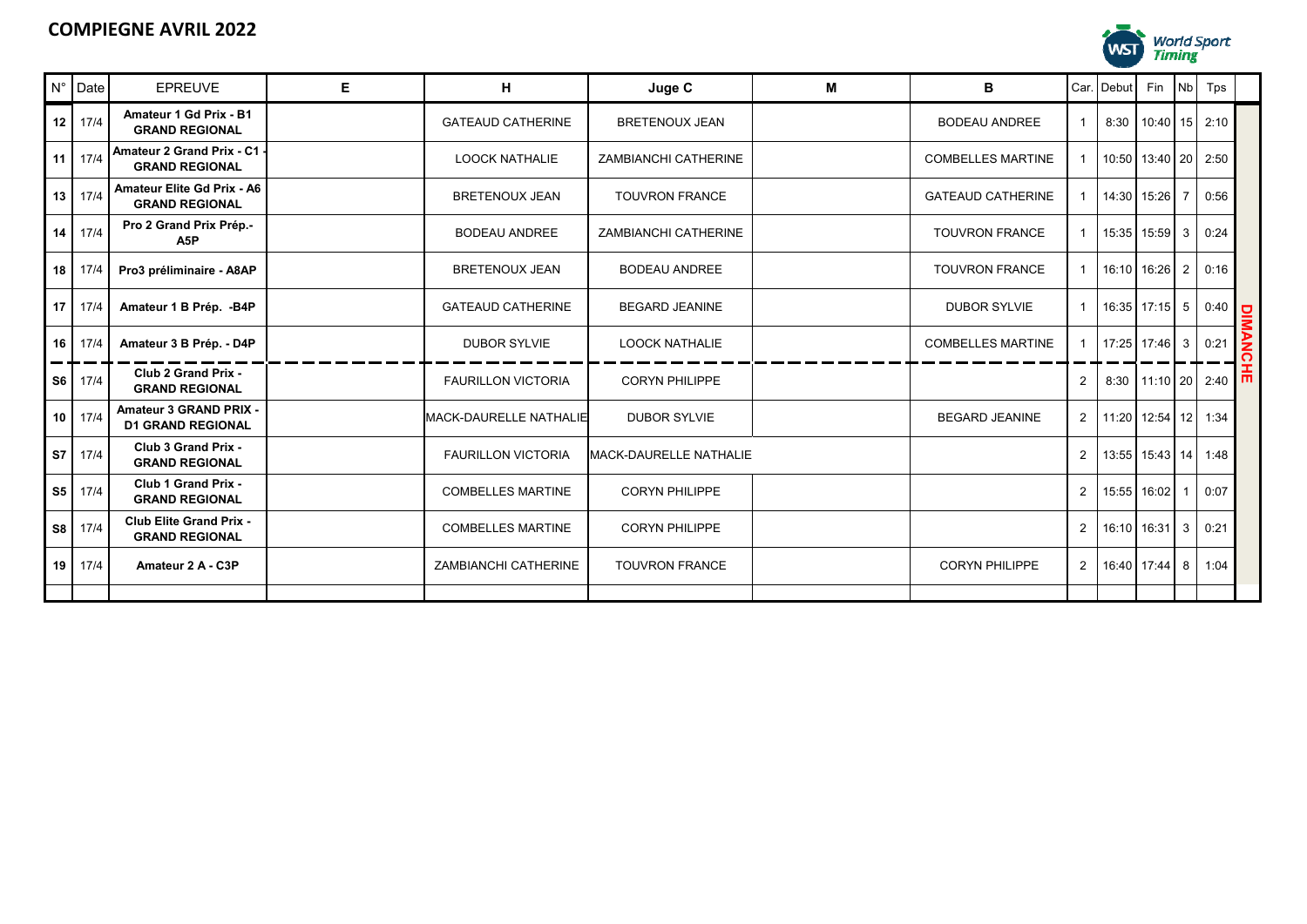# COMPIEGNE AVRIL 2022

| N° | Date | EPREUVE | E | H | Juge C | M | B | Car. | Debut | Fin | Nb | Tps | |
|---|---|---|---|---|---|---|---|---|---|---|---|---|---|
| **12** | 17/4 | **Amateur 1 Gd Prix - B1 GRAND REGIONAL** | | GATEAUD CATHERINE | BRETENOUX JEAN | | BODEAU ANDREE | 1 | 8:30 | 10:40 | 15 | 2:10 | DIMANCHE |
| **11** | 17/4 | **Amateur 2 Grand Prix - C1 - GRAND REGIONAL** | | LOOCK NATHALIE | ZAMBIANCHI CATHERINE | | COMBELLES MARTINE | 1 | 10:50 | 13:40 | 20 | 2:50 | |
| **13** | 17/4 | **Amateur Elite Gd Prix - A6 GRAND REGIONAL** | | BRETENOUX JEAN | TOUVRON FRANCE | | GATEAUD CATHERINE | 1 | 14:30 | 15:26 | 7 | 0:56 | |
| **14** | 17/4 | **Pro 2 Grand Prix Prép.- A5P** | | BODEAU ANDREE | ZAMBIANCHI CATHERINE | | TOUVRON FRANCE | 1 | 15:35 | 15:59 | 3 | 0:24 | |
| **18** | 17/4 | **Pro3 préliminaire - A8AP** | | BRETENOUX JEAN | BODEAU ANDREE | | TOUVRON FRANCE | 1 | 16:10 | 16:26 | 2 | 0:16 | |
| **17** | 17/4 | **Amateur 1 B Prép. -B4P** | | GATEAUD CATHERINE | BEGARD JEANINE | | DUBOR SYLVIE | 1 | 16:35 | 17:15 | 5 | 0:40 | |
| **16** | 17/4 | **Amateur 3 B Prép. - D4P** | | DUBOR SYLVIE | LOOCK NATHALIE | | COMBELLES MARTINE | 1 | 17:25 | 17:46 | 3 | 0:21 | |
| **S6** | 17/4 | **Club 2 Grand Prix - GRAND REGIONAL** | | FAURILLON VICTORIA | CORYN PHILIPPE | | | 2 | 8:30 | 11:10 | 20 | 2:40 | |
| **10** | 17/4 | **Amateur 3 GRAND PRIX - D1 GRAND REGIONAL** | | MACK-DAURELLE NATHALIE | DUBOR SYLVIE | | BEGARD JEANINE | 2 | 11:20 | 12:54 | 12 | 1:34 | |
| **S7** | 17/4 | **Club 3 Grand Prix - GRAND REGIONAL** | | FAURILLON VICTORIA | MACK-DAURELLE NATHALIE | | | 2 | 13:55 | 15:43 | 14 | 1:48 | |
| **S5** | 17/4 | **Club 1 Grand Prix - GRAND REGIONAL** | | COMBELLES MARTINE | CORYN PHILIPPE | | | 2 | 15:55 | 16:02 | 1 | 0:07 | |
| **S8** | 17/4 | **Club Elite Grand Prix - GRAND REGIONAL** | | COMBELLES MARTINE | CORYN PHILIPPE | | | 2 | 16:10 | 16:31 | 3 | 0:21 | |
| **19** | 17/4 | **Amateur 2 A - C3P** | | ZAMBIANCHI CATHERINE | TOUVRON FRANCE | | CORYN PHILIPPE | 2 | 16:40 | 17:44 | 8 | 1:04 | |
| | | | | | | | | | | | | | |